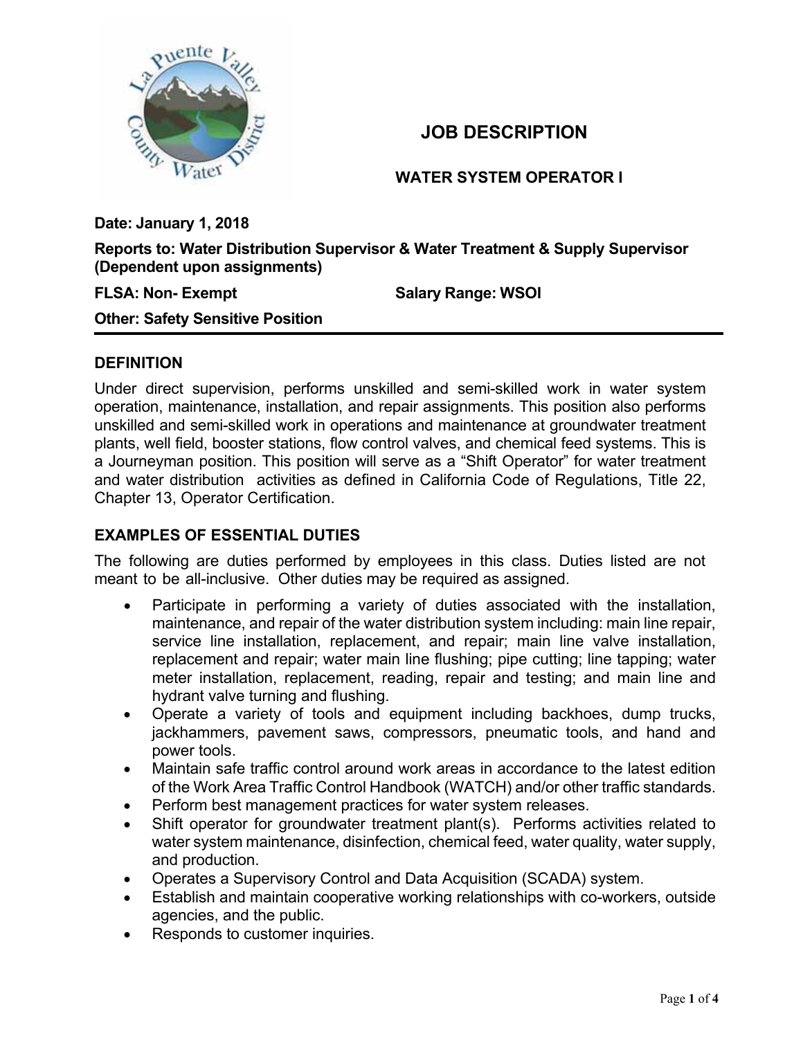# JOB DESCRIPTION

## WATER SYSTEM OPERATOR I

**Date: January 1, 2018**

**Reports to: Water Distribution Supervisor & Water Treatment & Supply Supervisor (Dependent upon assignments)**

**FLSA: Non- Exempt** **Salary Range: WSOI**

**Other: Safety Sensitive Position**

---

### DEFINITION

Under direct supervision, performs unskilled and semi-skilled work in water system operation, maintenance, installation, and repair assignments. This position also performs unskilled and semi-skilled work in operations and maintenance at groundwater treatment plants, well field, booster stations, flow control valves, and chemical feed systems. This is a Journeyman position. This position will serve as a "Shift Operator" for water treatment and water distribution activities as defined in California Code of Regulations, Title 22, Chapter 13, Operator Certification.

### EXAMPLES OF ESSENTIAL DUTIES

The following are duties performed by employees in this class. Duties listed are not meant to be all-inclusive. Other duties may be required as assigned.

- Participate in performing a variety of duties associated with the installation, maintenance, and repair of the water distribution system including: main line repair, service line installation, replacement, and repair; main line valve installation, replacement and repair; water main line flushing; pipe cutting; line tapping; water meter installation, replacement, reading, repair and testing; and main line and hydrant valve turning and flushing.
- Operate a variety of tools and equipment including backhoes, dump trucks, jackhammers, pavement saws, compressors, pneumatic tools, and hand and power tools.
- Maintain safe traffic control around work areas in accordance to the latest edition of the Work Area Traffic Control Handbook (WATCH) and/or other traffic standards.
- Perform best management practices for water system releases.
- Shift operator for groundwater treatment plant(s). Performs activities related to water system maintenance, disinfection, chemical feed, water quality, water supply, and production.
- Operates a Supervisory Control and Data Acquisition (SCADA) system.
- Establish and maintain cooperative working relationships with co-workers, outside agencies, and the public.
- Responds to customer inquiries.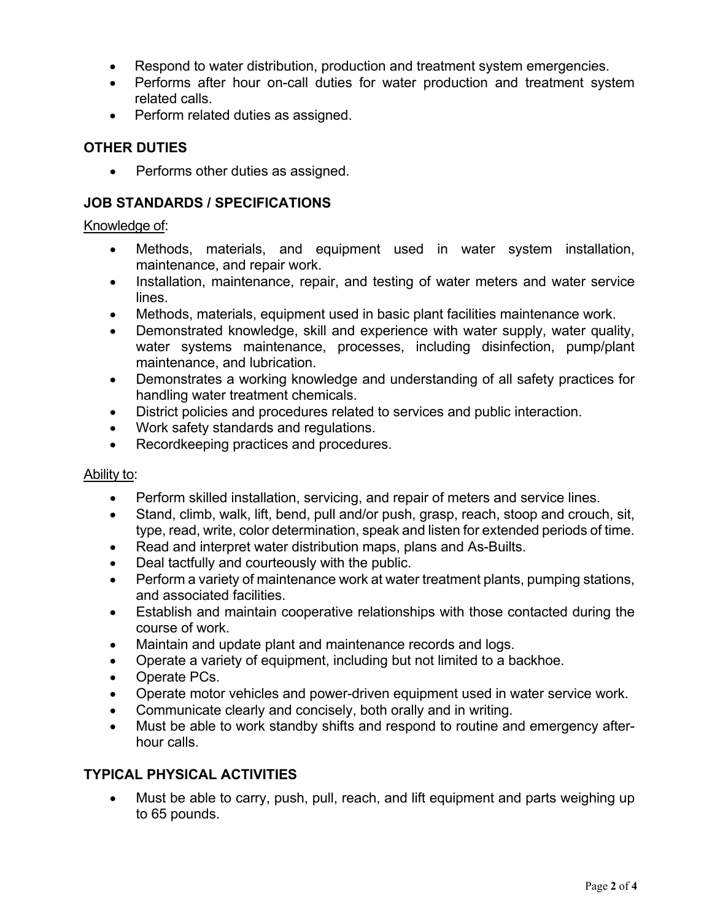- Respond to water distribution, production and treatment system emergencies.
- Performs after hour on-call duties for water production and treatment system related calls.
- Perform related duties as assigned.

## OTHER DUTIES

- Performs other duties as assigned.

## JOB STANDARDS / SPECIFICATIONS

Knowledge of:

- Methods, materials, and equipment used in water system installation, maintenance, and repair work.
- Installation, maintenance, repair, and testing of water meters and water service lines.
- Methods, materials, equipment used in basic plant facilities maintenance work.
- Demonstrated knowledge, skill and experience with water supply, water quality, water systems maintenance, processes, including disinfection, pump/plant maintenance, and lubrication.
- Demonstrates a working knowledge and understanding of all safety practices for handling water treatment chemicals.
- District policies and procedures related to services and public interaction.
- Work safety standards and regulations.
- Recordkeeping practices and procedures.

Ability to:

- Perform skilled installation, servicing, and repair of meters and service lines.
- Stand, climb, walk, lift, bend, pull and/or push, grasp, reach, stoop and crouch, sit, type, read, write, color determination, speak and listen for extended periods of time.
- Read and interpret water distribution maps, plans and As-Builts.
- Deal tactfully and courteously with the public.
- Perform a variety of maintenance work at water treatment plants, pumping stations, and associated facilities.
- Establish and maintain cooperative relationships with those contacted during the course of work.
- Maintain and update plant and maintenance records and logs.
- Operate a variety of equipment, including but not limited to a backhoe.
- Operate PCs.
- Operate motor vehicles and power-driven equipment used in water service work.
- Communicate clearly and concisely, both orally and in writing.
- Must be able to work standby shifts and respond to routine and emergency after-hour calls.

## TYPICAL PHYSICAL ACTIVITIES

- Must be able to carry, push, pull, reach, and lift equipment and parts weighing up to 65 pounds.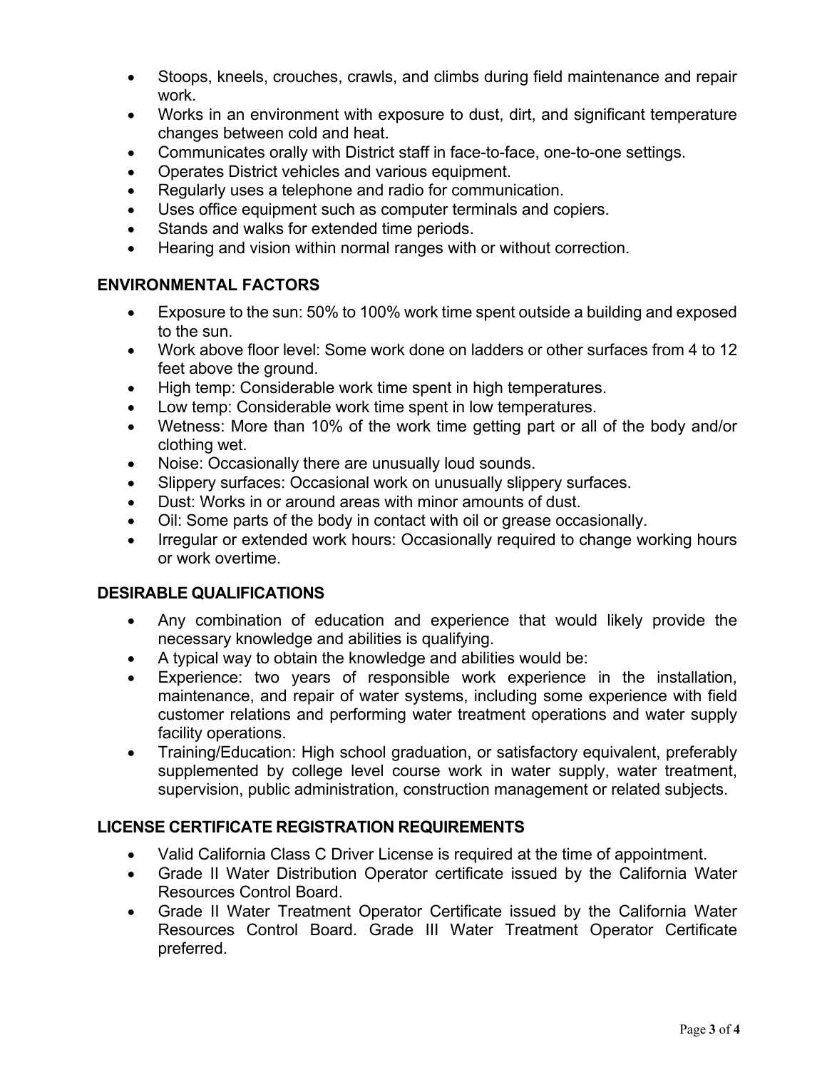- Stoops, kneels, crouches, crawls, and climbs during field maintenance and repair work.
- Works in an environment with exposure to dust, dirt, and significant temperature changes between cold and heat.
- Communicates orally with District staff in face-to-face, one-to-one settings.
- Operates District vehicles and various equipment.
- Regularly uses a telephone and radio for communication.
- Uses office equipment such as computer terminals and copiers.
- Stands and walks for extended time periods.
- Hearing and vision within normal ranges with or without correction.

## ENVIRONMENTAL FACTORS

- Exposure to the sun: 50% to 100% work time spent outside a building and exposed to the sun.
- Work above floor level: Some work done on ladders or other surfaces from 4 to 12 feet above the ground.
- High temp: Considerable work time spent in high temperatures.
- Low temp: Considerable work time spent in low temperatures.
- Wetness: More than 10% of the work time getting part or all of the body and/or clothing wet.
- Noise: Occasionally there are unusually loud sounds.
- Slippery surfaces: Occasional work on unusually slippery surfaces.
- Dust: Works in or around areas with minor amounts of dust.
- Oil: Some parts of the body in contact with oil or grease occasionally.
- Irregular or extended work hours: Occasionally required to change working hours or work overtime.

## DESIRABLE QUALIFICATIONS

- Any combination of education and experience that would likely provide the necessary knowledge and abilities is qualifying.
- A typical way to obtain the knowledge and abilities would be:
- Experience: two years of responsible work experience in the installation, maintenance, and repair of water systems, including some experience with field customer relations and performing water treatment operations and water supply facility operations.
- Training/Education: High school graduation, or satisfactory equivalent, preferably supplemented by college level course work in water supply, water treatment, supervision, public administration, construction management or related subjects.

## LICENSE CERTIFICATE REGISTRATION REQUIREMENTS

- Valid California Class C Driver License is required at the time of appointment.
- Grade II Water Distribution Operator certificate issued by the California Water Resources Control Board.
- Grade II Water Treatment Operator Certificate issued by the California Water Resources Control Board. Grade III Water Treatment Operator Certificate preferred.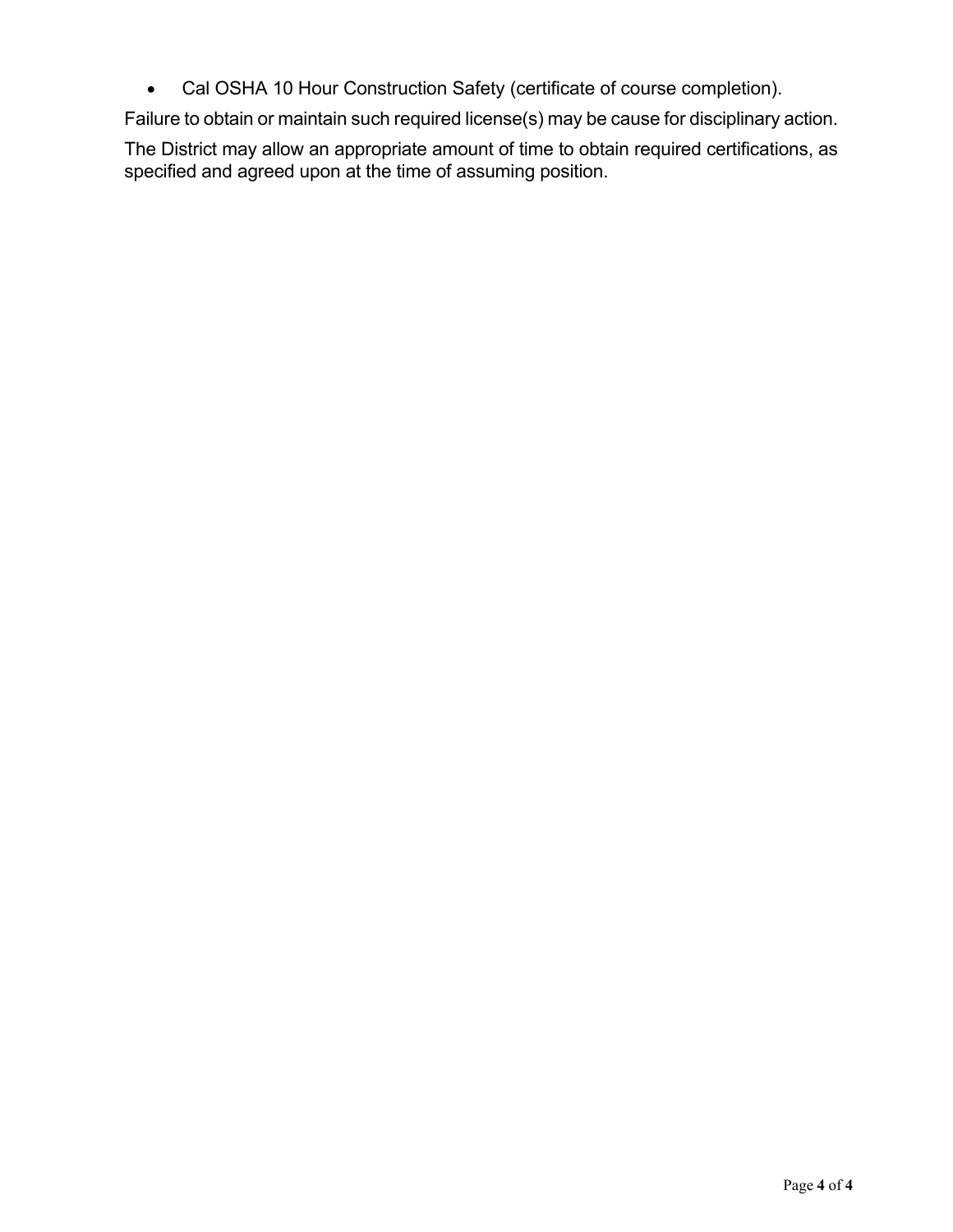- Cal OSHA 10 Hour Construction Safety (certificate of course completion).

Failure to obtain or maintain such required license(s) may be cause for disciplinary action.

The District may allow an appropriate amount of time to obtain required certifications, as specified and agreed upon at the time of assuming position.